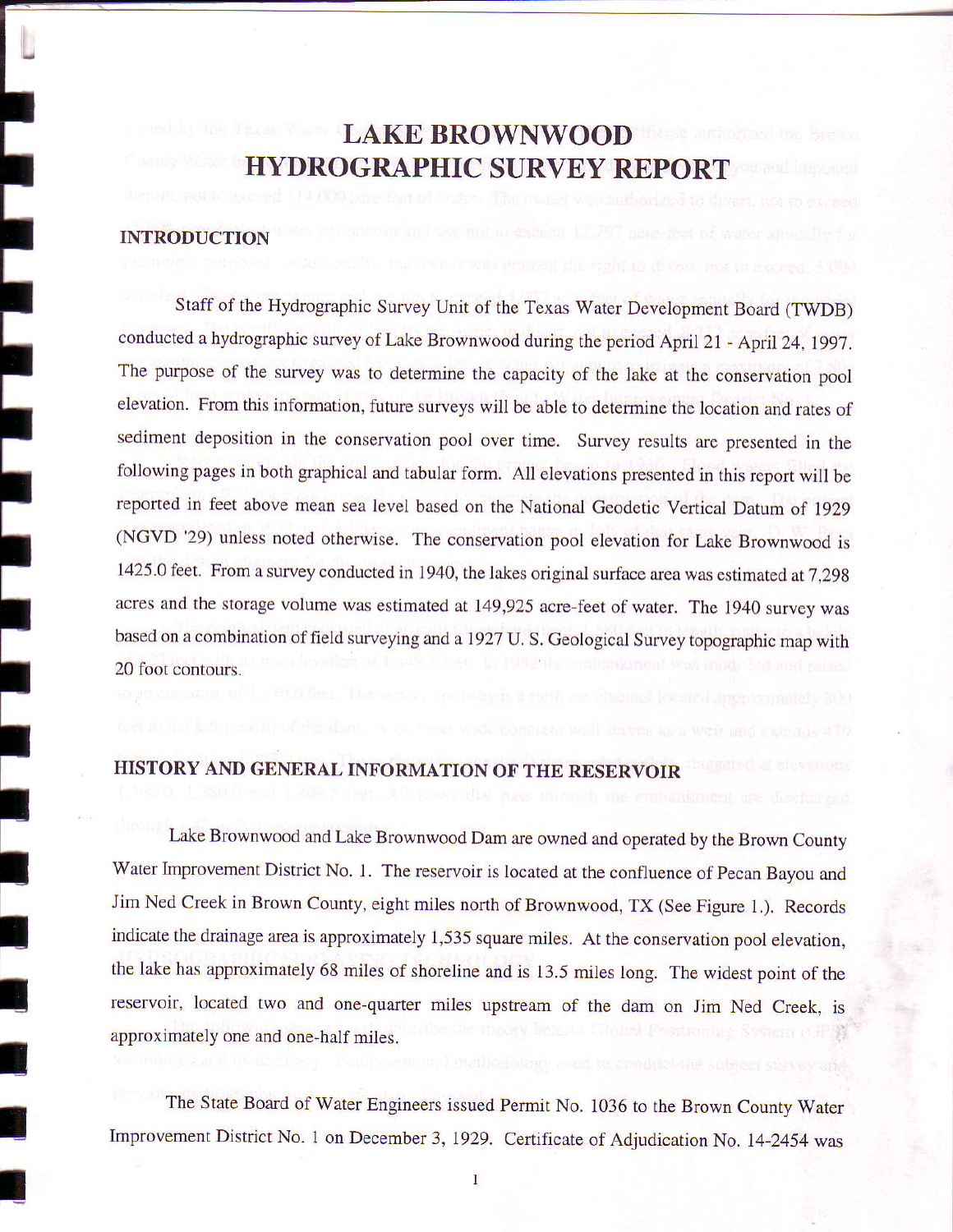# LAKE BROWNWOOD
# HYDROGRAPHIC SURVEY REPORT

## INTRODUCTION

Staff of the Hydrographic Survey Unit of the Texas Water Development Board (TWDB) conducted a hydrographic survey of Lake Brownwood during the period April 21 - April 24, 1997. The purpose of the survey was to determine the capacity of the lake at the conservation pool elevation. From this information, future surveys will be able to determine the location and rates of sediment deposition in the conservation pool over time. Survey results are presented in the following pages in both graphical and tabular form. All elevations presented in this report will be reported in feet above mean sea level based on the National Geodetic Vertical Datum of 1929 (NGVD '29) unless noted otherwise. The conservation pool elevation for Lake Brownwood is 1425.0 feet. From a survey conducted in 1940, the lakes original surface area was estimated at 7,298 acres and the storage volume was estimated at 149,925 acre-feet of water. The 1940 survey was based on a combination of field surveying and a 1927 U. S. Geological Survey topographic map with 20 foot contours.

## HISTORY AND GENERAL INFORMATION OF THE RESERVOIR

Lake Brownwood and Lake Brownwood Dam are owned and operated by the Brown County Water Improvement District No. 1. The reservoir is located at the confluence of Pecan Bayou and Jim Ned Creek in Brown County, eight miles north of Brownwood, TX (See Figure 1.). Records indicate the drainage area is approximately 1,535 square miles. At the conservation pool elevation, the lake has approximately 68 miles of shoreline and is 13.5 miles long. The widest point of the reservoir, located two and one-quarter miles upstream of the dam on Jim Ned Creek, is approximately one and one-half miles.

The State Board of Water Engineers issued Permit No. 1036 to the Brown County Water Improvement District No. 1 on December 3, 1929. Certificate of Adjudication No. 14-2454 was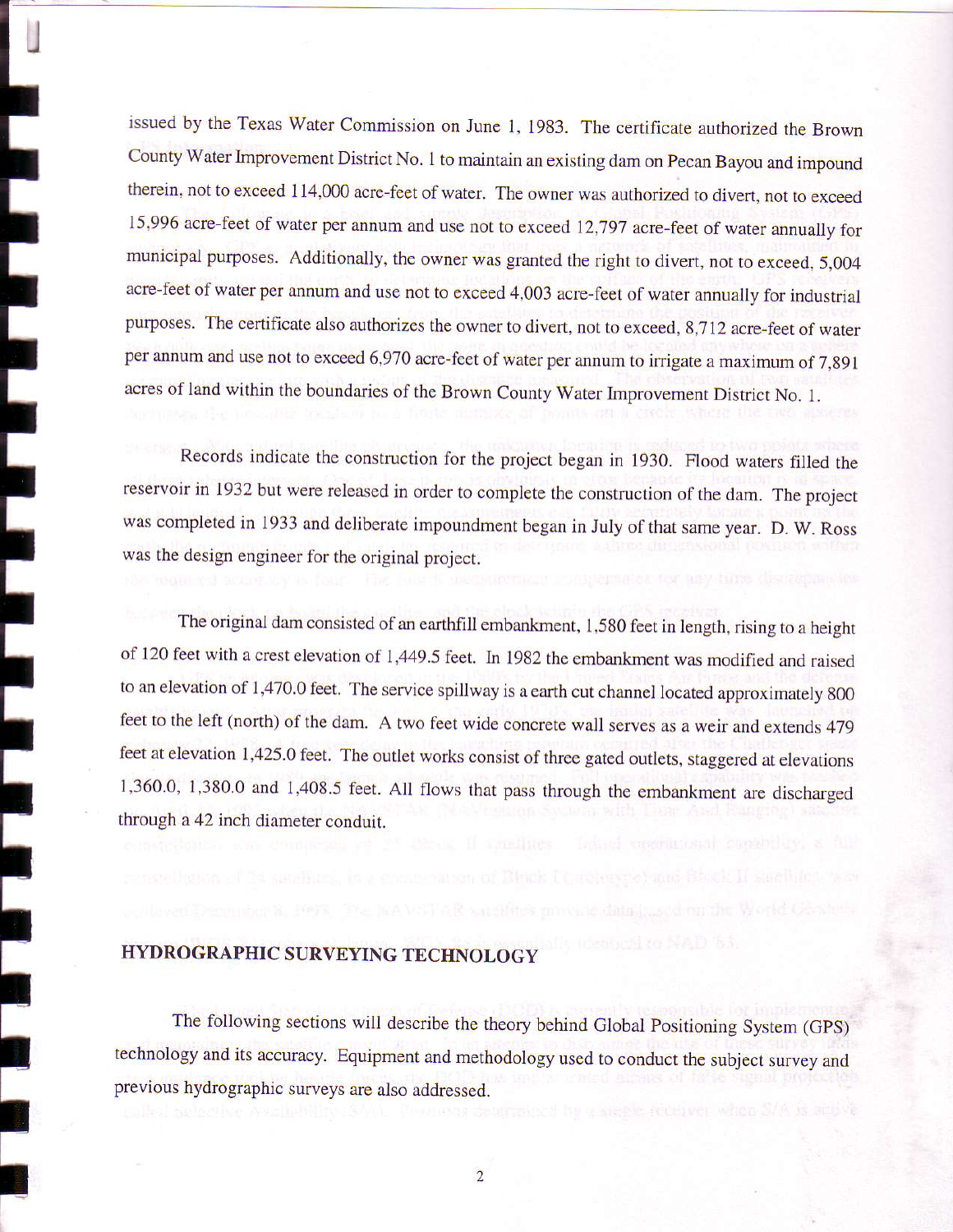issued by the Texas Water Commission on June 1, 1983. The certificate authorized the Brown County Water Improvement District No. 1 to maintain an existing dam on Pecan Bayou and impound therein, not to exceed 114,000 acre-feet of water. The owner was authorized to divert, not to exceed 15,996 acre-feet of water per annum and use not to exceed 12,797 acre-feet of water annually for municipal purposes. Additionally, the owner was granted the right to divert, not to exceed, 5,004 acre-feet of water per annum and use not to exceed 4,003 acre-feet of water annually for industrial purposes. The certificate also authorizes the owner to divert, not to exceed, 8,712 acre-feet of water per annum and use not to exceed 6,970 acre-feet of water per annum to irrigate a maximum of 7,891 acres of land within the boundaries of the Brown County Water Improvement District No. 1.

Records indicate the construction for the project began in 1930. Flood waters filled the reservoir in 1932 but were released in order to complete the construction of the dam. The project was completed in 1933 and deliberate impoundment began in July of that same year. D. W. Ross was the design engineer for the original project.

The original dam consisted of an earthfill embankment, 1,580 feet in length, rising to a height of 120 feet with a crest elevation of 1,449.5 feet. In 1982 the embankment was modified and raised to an elevation of 1,470.0 feet. The service spillway is a earth cut channel located approximately 800 feet to the left (north) of the dam. A two feet wide concrete wall serves as a weir and extends 479 feet at elevation 1,425.0 feet. The outlet works consist of three gated outlets, staggered at elevations 1,360.0, 1,380.0 and 1,408.5 feet. All flows that pass through the embankment are discharged through a 42 inch diameter conduit.

## HYDROGRAPHIC SURVEYING TECHNOLOGY

The following sections will describe the theory behind Global Positioning System (GPS) technology and its accuracy. Equipment and methodology used to conduct the subject survey and previous hydrographic surveys are also addressed.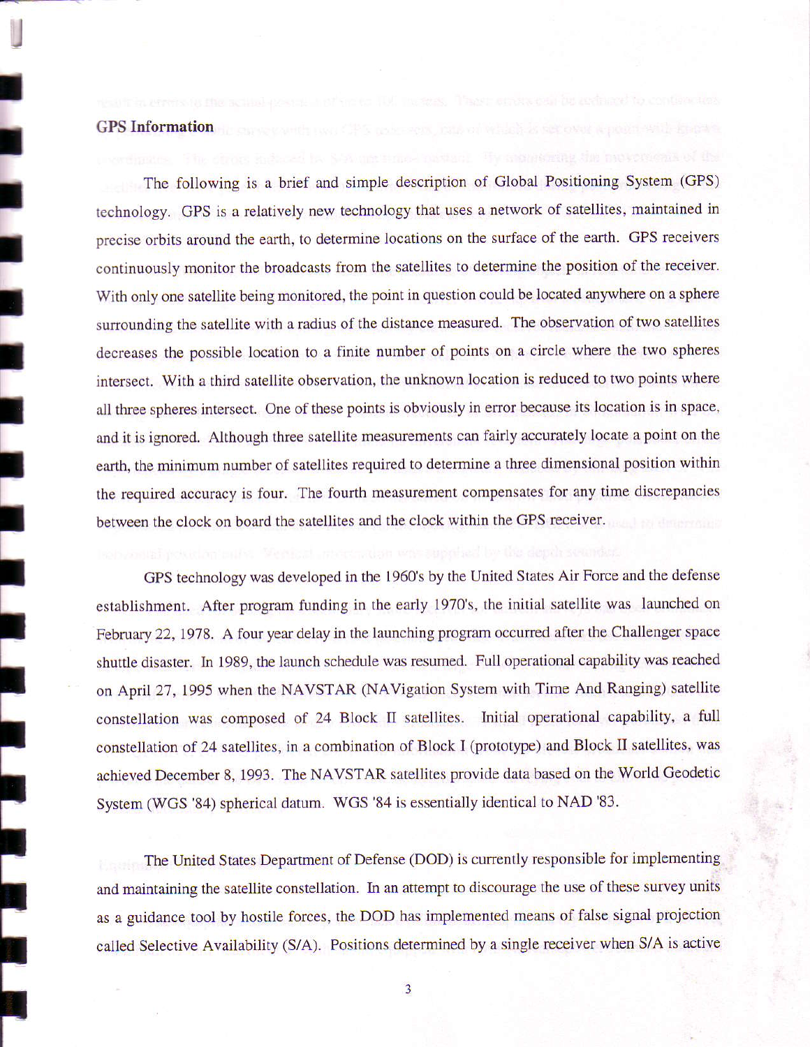## GPS Information

The following is a brief and simple description of Global Positioning System (GPS) technology. GPS is a relatively new technology that uses a network of satellites, maintained in precise orbits around the earth, to determine locations on the surface of the earth. GPS receivers continuously monitor the broadcasts from the satellites to determine the position of the receiver. With only one satellite being monitored, the point in question could be located anywhere on a sphere surrounding the satellite with a radius of the distance measured. The observation of two satellites decreases the possible location to a finite number of points on a circle where the two spheres intersect. With a third satellite observation, the unknown location is reduced to two points where all three spheres intersect. One of these points is obviously in error because its location is in space, and it is ignored. Although three satellite measurements can fairly accurately locate a point on the earth, the minimum number of satellites required to determine a three dimensional position within the required accuracy is four. The fourth measurement compensates for any time discrepancies between the clock on board the satellites and the clock within the GPS receiver.

GPS technology was developed in the 1960's by the United States Air Force and the defense establishment. After program funding in the early 1970's, the initial satellite was launched on February 22, 1978. A four year delay in the launching program occurred after the Challenger space shuttle disaster. In 1989, the launch schedule was resumed. Full operational capability was reached on April 27, 1995 when the NAVSTAR (NAVigation System with Time And Ranging) satellite constellation was composed of 24 Block II satellites. Initial operational capability, a full constellation of 24 satellites, in a combination of Block I (prototype) and Block II satellites, was achieved December 8, 1993. The NAVSTAR satellites provide data based on the World Geodetic System (WGS '84) spherical datum. WGS '84 is essentially identical to NAD '83.

The United States Department of Defense (DOD) is currently responsible for implementing and maintaining the satellite constellation. In an attempt to discourage the use of these survey units as a guidance tool by hostile forces, the DOD has implemented means of false signal projection called Selective Availability (S/A). Positions determined by a single receiver when S/A is active